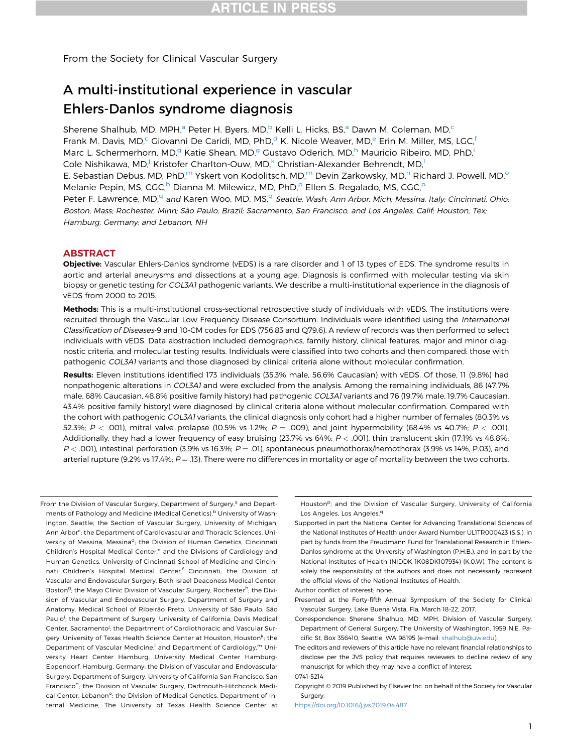From the Society for Clinical Vascular Surgery

# A multi-institutional experience in vascular Ehlers-Danlos syndrome diagnosis

Sherene Shalhub, MD, MPH,[a] Peter H. Byers, MD,[b] Kelli L. Hicks, BS,[a] Dawn M. Coleman, MD,[c] Frank M. Davis, MD,[c] Giovanni De Caridi, MD, PhD,[d] K. Nicole Weaver, MD,[e] Erin M. Miller, MS, LGC,[f] Marc L. Schermerhorn, MD,[g] Katie Shean, MD,[g] Gustavo Oderich, MD,[h] Mauricio Ribeiro, MD, PhD,[i] Cole Nishikawa, MD,[j] Kristofer Charlton-Ouw, MD,[k] Christian-Alexander Behrendt, MD,[l] E. Sebastian Debus, MD, PhD,[m] Yskert von Kodolitsch, MD,[m] Devin Zarkowsky, MD,[n] Richard J. Powell, MD,[o] Melanie Pepin, MS, CGC,[b] Dianna M. Milewicz, MD, PhD,[p] Ellen S. Regalado, MS, CGC,[p] Peter F. Lawrence, MD,[q] and Karen Woo, MD, MS,[q] *Seattle, Wash; Ann Arbor, Mich; Messina, Italy; Cincinnati, Ohio; Boston, Mass; Rochester, Minn; São Paulo, Brazil; Sacramento, San Francisco, and Los Angeles, Calif; Houston, Tex; Hamburg, Germany; and Lebanon, NH*

## ABSTRACT

**Objective:** Vascular Ehlers-Danlos syndrome (vEDS) is a rare disorder and 1 of 13 types of EDS. The syndrome results in aortic and arterial aneurysms and dissections at a young age. Diagnosis is confirmed with molecular testing via skin biopsy or genetic testing for *COL3A1* pathogenic variants. We describe a multi-institutional experience in the diagnosis of vEDS from 2000 to 2015.

**Methods:** This is a multi-institutional cross-sectional retrospective study of individuals with vEDS. The institutions were recruited through the Vascular Low Frequency Disease Consortium. Individuals were identified using the *International Classification of Diseases*-9 and 10-CM codes for EDS (756.83 and Q79.6). A review of records was then performed to select individuals with vEDS. Data abstraction included demographics, family history, clinical features, major and minor diagnostic criteria, and molecular testing results. Individuals were classified into two cohorts and then compared: those with pathogenic *COL3A1* variants and those diagnosed by clinical criteria alone without molecular confirmation.

**Results:** Eleven institutions identified 173 individuals (35.3% male, 56.6% Caucasian) with vEDS. Of those, 11 (9.8%) had nonpathogenic alterations in *COL3A1* and were excluded from the analysis. Among the remaining individuals, 86 (47.7% male, 68% Caucasian, 48.8% positive family history) had pathogenic *COL3A1* variants and 76 (19.7% male, 19.7% Caucasian, 43.4% positive family history) were diagnosed by clinical criteria alone without molecular confirmation. Compared with the cohort with pathogenic *COL3A1* variants, the clinical diagnosis only cohort had a higher number of females (80.3% vs 52.3%; $P < .001$), mitral valve prolapse (10.5% vs 1.2%; $P = .009$), and joint hypermobility (68.4% vs 40.7%; $P < .001$). Additionally, they had a lower frequency of easy bruising (23.7% vs 64%; $P < .001$), thin translucent skin (17.1% vs 48.8%; $P < .001$), intestinal perforation (3.9% vs 16.3%; $P = .01$), spontaneous pneumothorax/hemothorax (3.9% vs 14%, P.03), and arterial rupture (9.2% vs 17.4%; $P = .13$). There were no differences in mortality or age of mortality between the two cohorts.

From the Division of Vascular Surgery, Department of Surgery,[a] and Departments of Pathology and Medicine (Medical Genetics),[b] University of Washington, Seattle; the Section of Vascular Surgery, University of Michigan, Ann Arbor[c]; the Department of Cardiovascular and Thoracic Sciences, University of Messina, Messina[d]; the Division of Human Genetics, Cincinnati Children's Hospital Medical Center,[e] and the Divisions of Cardiology and Human Genetics, University of Cincinnati School of Medicine and Cincinnati Children's Hospital Medical Center,[f] Cincinnati; the Division of Vascular and Endovascular Surgery, Beth Israel Deaconess Medical Center, Boston[g]; the Mayo Clinic Division of Vascular Surgery, Rochester[h]; the Division of Vascular and Endovascular Surgery, Department of Surgery and Anatomy, Medical School of Ribeirão Preto, University of São Paulo, São Paulo[i]; the Department of Surgery, University of California, Davis Medical Center, Sacramento[j]; the Department of Cardiothoracic and Vascular Surgery, University of Texas Health Science Center at Houston, Houston[k]; the Department of Vascular Medicine,[l] and Department of Cardiology,[m] University Heart Center Hamburg, University Medical Center Hamburg-Eppendorf, Hamburg, Germany; the Division of Vascular and Endovascular Surgery, Department of Surgery, University of California San Francisco, San Francisco[n]; the Division of Vascular Surgery, Dartmouth-Hitchcock Medical Center, Lebanon[o]; the Division of Medical Genetics, Department of Internal Medicine, The University of Texas Health Science Center at Houston[p]; and the Division of Vascular Surgery, University of California Los Angeles, Los Angeles.[q]

Supported in part the National Center for Advancing Translational Sciences of the National Institutes of Health under Award Number UL1TR000423 (S.S.), in part by funds from the Freudmann Fund for Translational Research in Ehlers-Danlos syndrome at the University of Washington (P.H.B.), and in part by the National Institutes of Health (NIDDK 1K08DK107934) (K.O.W). The content is solely the responsibility of the authors and does not necessarily represent the official views of the National Institutes of Health.

Author conflict of interest: none.

Presented at the Forty-fifth Annual Symposium of the Society for Clinical Vascular Surgery, Lake Buena Vista, Fla, March 18-22, 2017.

Correspondence: Sherene Shalhub, MD, MPH, Division of Vascular Surgery, Department of General Surgery, The University of Washington, 1959 N.E. Pacific St, Box 356410, Seattle, WA 98195 (e-mail: shalhub@uw.edu).

The editors and reviewers of this article have no relevant financial relationships to disclose per the JVS policy that requires reviewers to decline review of any manuscript for which they may have a conflict of interest.

0741-5214

Copyright © 2019 Published by Elsevier Inc. on behalf of the Society for Vascular Surgery.

https://doi.org/10.1016/j.jvs.2019.04.487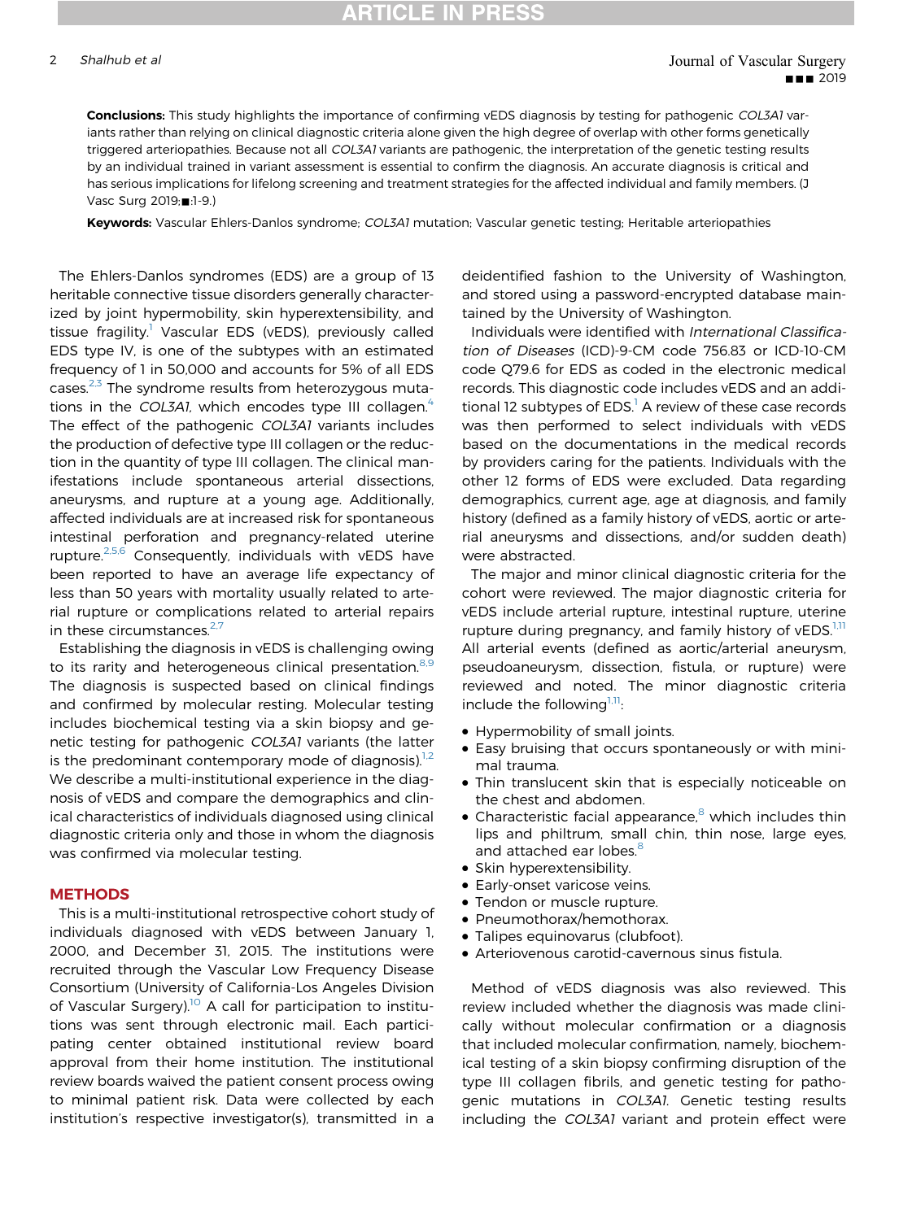**Conclusions:** This study highlights the importance of confirming vEDS diagnosis by testing for pathogenic *COL3A1* variants rather than relying on clinical diagnostic criteria alone given the high degree of overlap with other forms genetically triggered arteriopathies. Because not all *COL3A1* variants are pathogenic, the interpretation of the genetic testing results by an individual trained in variant assessment is essential to confirm the diagnosis. An accurate diagnosis is critical and has serious implications for lifelong screening and treatment strategies for the affected individual and family members. (J Vasc Surg 2019;■:1-9.)

**Keywords:** Vascular Ehlers-Danlos syndrome; *COL3A1* mutation; Vascular genetic testing; Heritable arteriopathies

The Ehlers-Danlos syndromes (EDS) are a group of 13 heritable connective tissue disorders generally characterized by joint hypermobility, skin hyperextensibility, and tissue fragility.[1] Vascular EDS (vEDS), previously called EDS type IV, is one of the subtypes with an estimated frequency of 1 in 50,000 and accounts for 5% of all EDS cases.[2,3] The syndrome results from heterozygous mutations in the *COL3A1*, which encodes type III collagen.[4] The effect of the pathogenic *COL3A1* variants includes the production of defective type III collagen or the reduction in the quantity of type III collagen. The clinical manifestations include spontaneous arterial dissections, aneurysms, and rupture at a young age. Additionally, affected individuals are at increased risk for spontaneous intestinal perforation and pregnancy-related uterine rupture.[2,5,6] Consequently, individuals with vEDS have been reported to have an average life expectancy of less than 50 years with mortality usually related to arterial rupture or complications related to arterial repairs in these circumstances.[2,7]

Establishing the diagnosis in vEDS is challenging owing to its rarity and heterogeneous clinical presentation.[8,9] The diagnosis is suspected based on clinical findings and confirmed by molecular resting. Molecular testing includes biochemical testing via a skin biopsy and genetic testing for pathogenic *COL3A1* variants (the latter is the predominant contemporary mode of diagnosis).[1,2] We describe a multi-institutional experience in the diagnosis of vEDS and compare the demographics and clinical characteristics of individuals diagnosed using clinical diagnostic criteria only and those in whom the diagnosis was confirmed via molecular testing.

## METHODS

This is a multi-institutional retrospective cohort study of individuals diagnosed with vEDS between January 1, 2000, and December 31, 2015. The institutions were recruited through the Vascular Low Frequency Disease Consortium (University of California-Los Angeles Division of Vascular Surgery).[10] A call for participation to institutions was sent through electronic mail. Each participating center obtained institutional review board approval from their home institution. The institutional review boards waived the patient consent process owing to minimal patient risk. Data were collected by each institution's respective investigator(s), transmitted in a deidentified fashion to the University of Washington, and stored using a password-encrypted database maintained by the University of Washington.

Individuals were identified with *International Classification of Diseases* (ICD)-9-CM code 756.83 or ICD-10-CM code Q79.6 for EDS as coded in the electronic medical records. This diagnostic code includes vEDS and an additional 12 subtypes of EDS.[1] A review of these case records was then performed to select individuals with vEDS based on the documentations in the medical records by providers caring for the patients. Individuals with the other 12 forms of EDS were excluded. Data regarding demographics, current age, age at diagnosis, and family history (defined as a family history of vEDS, aortic or arterial aneurysms and dissections, and/or sudden death) were abstracted.

The major and minor clinical diagnostic criteria for the cohort were reviewed. The major diagnostic criteria for vEDS include arterial rupture, intestinal rupture, uterine rupture during pregnancy, and family history of vEDS.[1,11] All arterial events (defined as aortic/arterial aneurysm, pseudoaneurysm, dissection, fistula, or rupture) were reviewed and noted. The minor diagnostic criteria include the following[1,11]:

- Hypermobility of small joints.
- Easy bruising that occurs spontaneously or with minimal trauma.
- Thin translucent skin that is especially noticeable on the chest and abdomen.
- Characteristic facial appearance,[8] which includes thin lips and philtrum, small chin, thin nose, large eyes, and attached ear lobes.[8]
- Skin hyperextensibility.
- Early-onset varicose veins.
- Tendon or muscle rupture.
- Pneumothorax/hemothorax.
- Talipes equinovarus (clubfoot).
- Arteriovenous carotid-cavernous sinus fistula.

Method of vEDS diagnosis was also reviewed. This review included whether the diagnosis was made clinically without molecular confirmation or a diagnosis that included molecular confirmation, namely, biochemical testing of a skin biopsy confirming disruption of the type III collagen fibrils, and genetic testing for pathogenic mutations in *COL3A1*. Genetic testing results including the *COL3A1* variant and protein effect were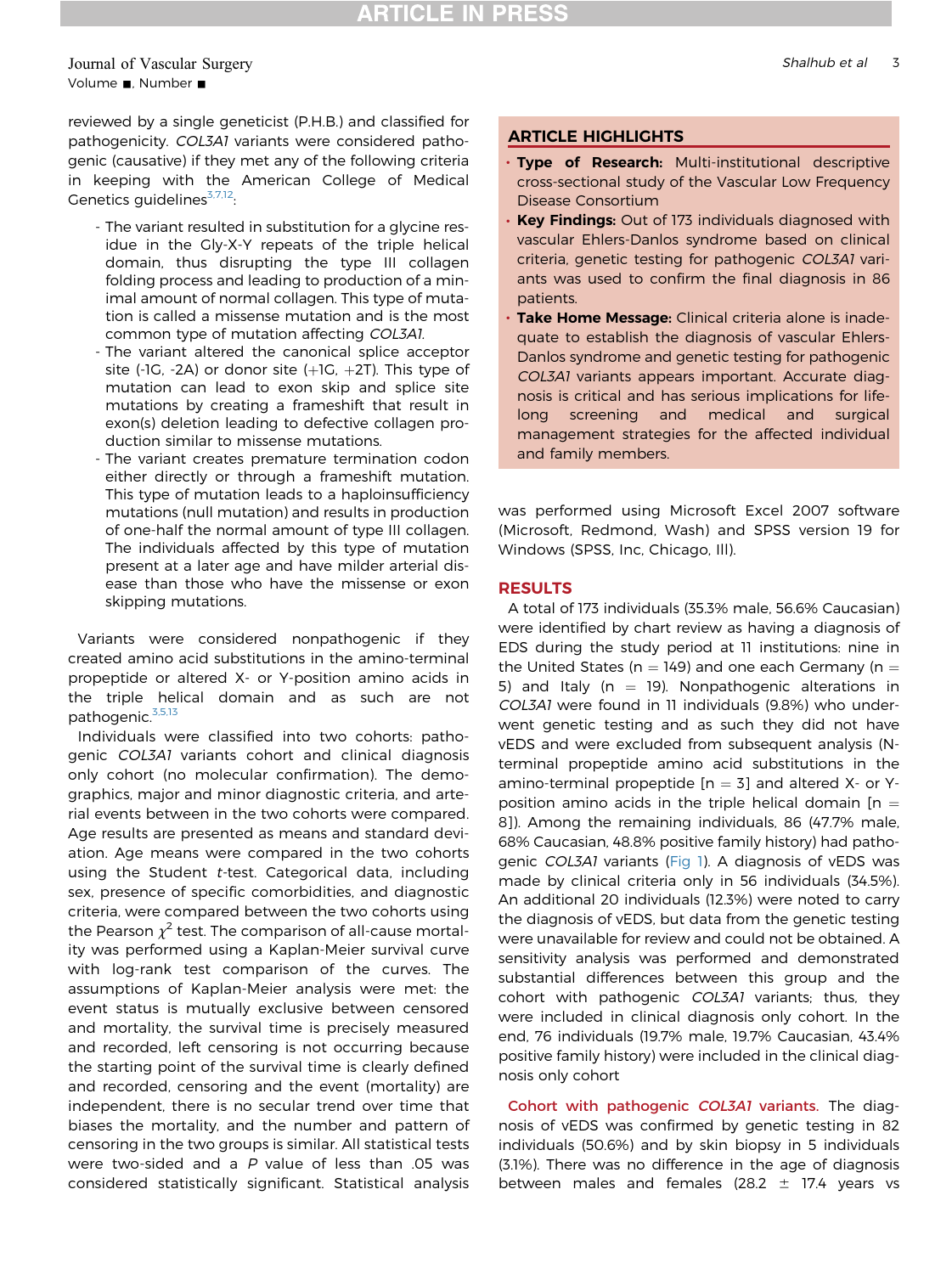reviewed by a single geneticist (P.H.B.) and classified for pathogenicity. *COL3A1* variants were considered pathogenic (causative) if they met any of the following criteria in keeping with the American College of Medical Genetics guidelines[3,7,12]:

- The variant resulted in substitution for a glycine residue in the Gly-X-Y repeats of the triple helical domain, thus disrupting the type III collagen folding process and leading to production of a minimal amount of normal collagen. This type of mutation is called a missense mutation and is the most common type of mutation affecting *COL3A1*.
- The variant altered the canonical splice acceptor site (-1G, -2A) or donor site (+1G, +2T). This type of mutation can lead to exon skip and splice site mutations by creating a frameshift that result in exon(s) deletion leading to defective collagen production similar to missense mutations.
- The variant creates premature termination codon either directly or through a frameshift mutation. This type of mutation leads to a haploinsufficiency mutations (null mutation) and results in production of one-half the normal amount of type III collagen. The individuals affected by this type of mutation present at a later age and have milder arterial disease than those who have the missense or exon skipping mutations.

Variants were considered nonpathogenic if they created amino acid substitutions in the amino-terminal propeptide or altered X- or Y-position amino acids in the triple helical domain and as such are not pathogenic.[3,5,13]

Individuals were classified into two cohorts: pathogenic *COL3A1* variants cohort and clinical diagnosis only cohort (no molecular confirmation). The demographics, major and minor diagnostic criteria, and arterial events between in the two cohorts were compared. Age results are presented as means and standard deviation. Age means were compared in the two cohorts using the Student *t*-test. Categorical data, including sex, presence of specific comorbidities, and diagnostic criteria, were compared between the two cohorts using the Pearson $\chi^2$ test. The comparison of all-cause mortality was performed using a Kaplan-Meier survival curve with log-rank test comparison of the curves. The assumptions of Kaplan-Meier analysis were met: the event status is mutually exclusive between censored and mortality, the survival time is precisely measured and recorded, left censoring is not occurring because the starting point of the survival time is clearly defined and recorded, censoring and the event (mortality) are independent, there is no secular trend over time that biases the mortality, and the number and pattern of censoring in the two groups is similar. All statistical tests were two-sided and a *P* value of less than .05 was considered statistically significant. Statistical analysis was performed using Microsoft Excel 2007 software (Microsoft, Redmond, Wash) and SPSS version 19 for Windows (SPSS, Inc, Chicago, Ill).

## ARTICLE HIGHLIGHTS

- **Type of Research:** Multi-institutional descriptive cross-sectional study of the Vascular Low Frequency Disease Consortium
- **Key Findings:** Out of 173 individuals diagnosed with vascular Ehlers-Danlos syndrome based on clinical criteria, genetic testing for pathogenic *COL3A1* variants was used to confirm the final diagnosis in 86 patients.
- **Take Home Message:** Clinical criteria alone is inadequate to establish the diagnosis of vascular Ehlers-Danlos syndrome and genetic testing for pathogenic *COL3A1* variants appears important. Accurate diagnosis is critical and has serious implications for lifelong screening and medical and surgical management strategies for the affected individual and family members.

## RESULTS

A total of 173 individuals (35.3% male, 56.6% Caucasian) were identified by chart review as having a diagnosis of EDS during the study period at 11 institutions: nine in the United States (n = 149) and one each Germany (n = 5) and Italy (n = 19). Nonpathogenic alterations in *COL3A1* were found in 11 individuals (9.8%) who underwent genetic testing and as such they did not have vEDS and were excluded from subsequent analysis (N-terminal propeptide amino acid substitutions in the amino-terminal propeptide [n = 3] and altered X- or Y-position amino acids in the triple helical domain [n = 8]). Among the remaining individuals, 86 (47.7% male, 68% Caucasian, 48.8% positive family history) had pathogenic *COL3A1* variants (Fig 1). A diagnosis of vEDS was made by clinical criteria only in 56 individuals (34.5%). An additional 20 individuals (12.3%) were noted to carry the diagnosis of vEDS, but data from the genetic testing were unavailable for review and could not be obtained. A sensitivity analysis was performed and demonstrated substantial differences between this group and the cohort with pathogenic *COL3A1* variants; thus, they were included in clinical diagnosis only cohort. In the end, 76 individuals (19.7% male, 19.7% Caucasian, 43.4% positive family history) were included in the clinical diagnosis only cohort

**Cohort with pathogenic *COL3A1* variants.** The diagnosis of vEDS was confirmed by genetic testing in 82 individuals (50.6%) and by skin biopsy in 5 individuals (3.1%). There was no difference in the age of diagnosis between males and females (28.2 ± 17.4 years vs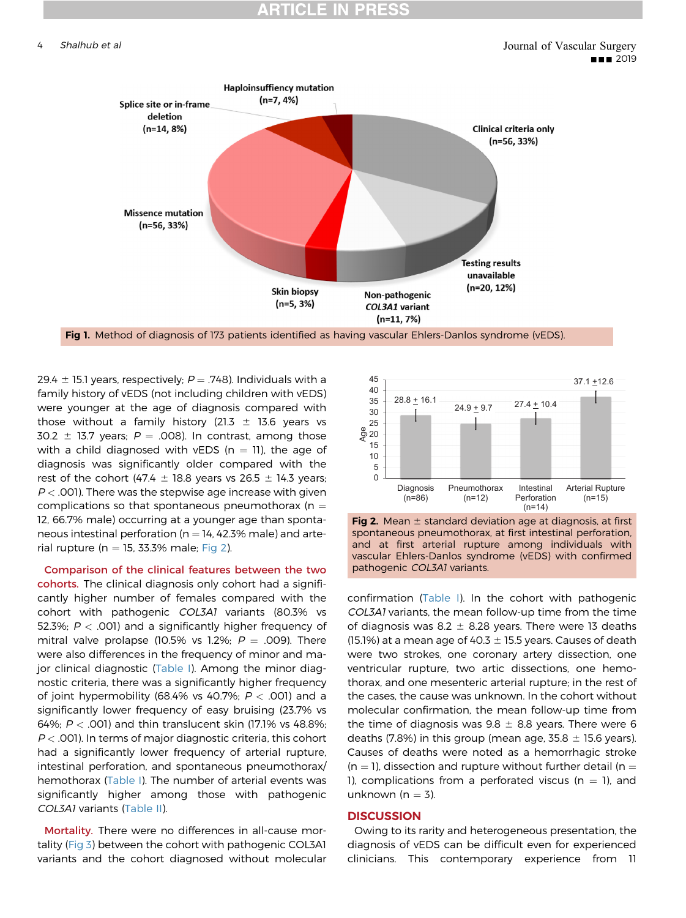Fig 1. Method of diagnosis of 173 patients identified as having vascular Ehlers-Danlos syndrome (vEDS).

29.4 ± 15.1 years, respectively; $P = .748$). Individuals with a family history of vEDS (not including children with vEDS) were younger at the age of diagnosis compared with those without a family history (21.3 ± 13.6 years vs 30.2 ± 13.7 years; $P = .008$). In contrast, among those with a child diagnosed with vEDS (n = 11), the age of diagnosis was significantly older compared with the rest of the cohort (47.4 ± 18.8 years vs 26.5 ± 14.3 years; $P < .001$). There was the stepwise age increase with given complications so that spontaneous pneumothorax (n = 12, 66.7% male) occurring at a younger age than spontaneous intestinal perforation (n = 14, 42.3% male) and arterial rupture (n = 15, 33.3% male; Fig 2).

**Comparison of the clinical features between the two cohorts.** The clinical diagnosis only cohort had a significantly higher number of females compared with the cohort with pathogenic *COL3A1* variants (80.3% vs 52.3%; $P < .001$) and a significantly higher frequency of mitral valve prolapse (10.5% vs 1.2%; $P = .009$). There were also differences in the frequency of minor and major clinical diagnostic (Table I). Among the minor diagnostic criteria, there was a significantly higher frequency of joint hypermobility (68.4% vs 40.7%; $P < .001$) and a significantly lower frequency of easy bruising (23.7% vs 64%; $P < .001$) and thin translucent skin (17.1% vs 48.8%; $P < .001$). In terms of major diagnostic criteria, this cohort had a significantly lower frequency of arterial rupture, intestinal perforation, and spontaneous pneumothorax/hemothorax (Table I). The number of arterial events was significantly higher among those with pathogenic *COL3A1* variants (Table II).

**Mortality.** There were no differences in all-cause mortality (Fig 3) between the cohort with pathogenic COL3A1 variants and the cohort diagnosed without molecular confirmation (Table I). In the cohort with pathogenic *COL3A1* variants, the mean follow-up time from the time of diagnosis was 8.2 ± 8.28 years. There were 13 deaths (15.1%) at a mean age of 40.3 ± 15.5 years. Causes of death were two strokes, one coronary artery dissection, one ventricular rupture, two artic dissections, one hemothorax, and one mesenteric arterial rupture; in the rest of the cases, the cause was unknown. In the cohort without molecular confirmation, the mean follow-up time from the time of diagnosis was 9.8 ± 8.8 years. There were 6 deaths (7.8%) in this group (mean age, 35.8 ± 15.6 years). Causes of deaths were noted as a hemorrhagic stroke (n = 1), dissection and rupture without further detail (n = 1), complications from a perforated viscus (n = 1), and unknown (n = 3).

Fig 2. Mean ± standard deviation age at diagnosis, at first spontaneous pneumothorax, at first intestinal perforation, and at first arterial rupture among individuals with vascular Ehlers-Danlos syndrome (vEDS) with confirmed pathogenic *COL3A1* variants.

## DISCUSSION

Owing to its rarity and heterogeneous presentation, the diagnosis of vEDS can be difficult even for experienced clinicians. This contemporary experience from 11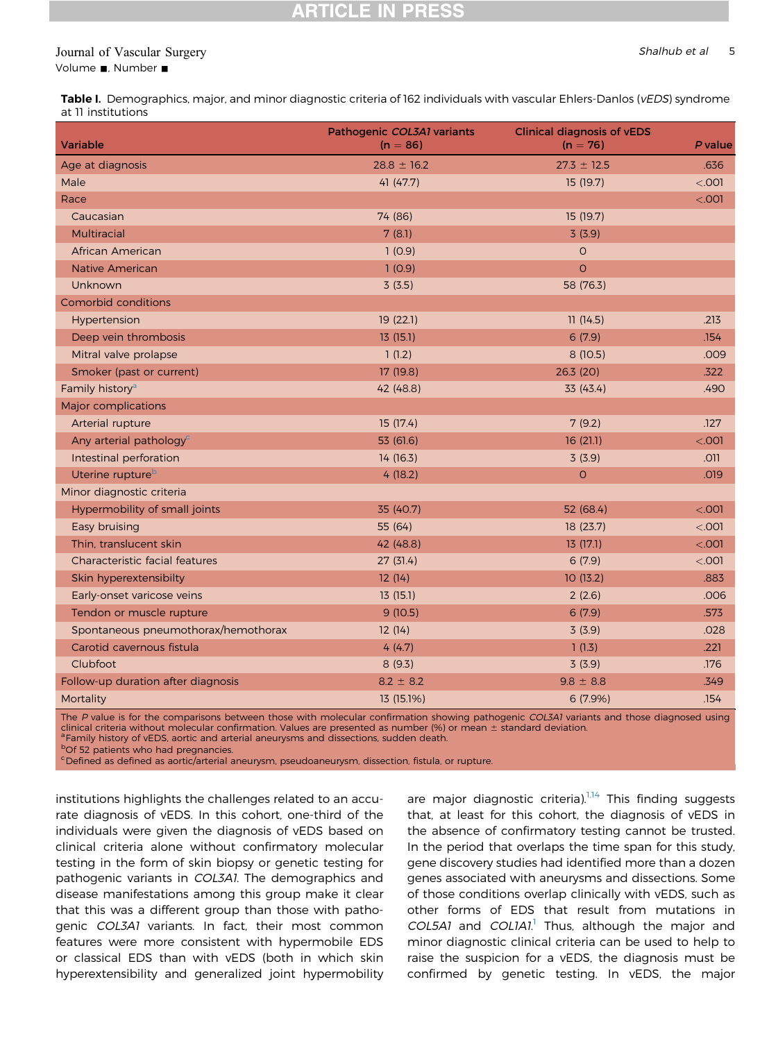**Table I.** Demographics, major, and minor diagnostic criteria of 162 individuals with vascular Ehlers-Danlos (*vEDS*) syndrome at 11 institutions

| Variable | Pathogenic *COL3A1* variants (n = 86) | Clinical diagnosis of vEDS (n = 76) | *P* value |
|---|---|---|---|
| Age at diagnosis | 28.8 ± 16.2 | 27.3 ± 12.5 | .636 |
| Male | 41 (47.7) | 15 (19.7) | <.001 |
| Race | | | <.001 |
| Caucasian | 74 (86) | 15 (19.7) | |
| Multiracial | 7 (8.1) | 3 (3.9) | |
| African American | 1 (0.9) | 0 | |
| Native American | 1 (0.9) | 0 | |
| Unknown | 3 (3.5) | 58 (76.3) | |
| Comorbid conditions | | | |
| Hypertension | 19 (22.1) | 11 (14.5) | .213 |
| Deep vein thrombosis | 13 (15.1) | 6 (7.9) | .154 |
| Mitral valve prolapse | 1 (1.2) | 8 (10.5) | .009 |
| Smoker (past or current) | 17 (19.8) | 26.3 (20) | .322 |
| Family history[a] | 42 (48.8) | 33 (43.4) | .490 |
| Major complications | | | |
| Arterial rupture | 15 (17.4) | 7 (9.2) | .127 |
| Any arterial pathology[c] | 53 (61.6) | 16 (21.1) | <.001 |
| Intestinal perforation | 14 (16.3) | 3 (3.9) | .011 |
| Uterine rupture[b] | 4 (18.2) | 0 | .019 |
| Minor diagnostic criteria | | | |
| Hypermobility of small joints | 35 (40.7) | 52 (68.4) | <.001 |
| Easy bruising | 55 (64) | 18 (23.7) | <.001 |
| Thin, translucent skin | 42 (48.8) | 13 (17.1) | <.001 |
| Characteristic facial features | 27 (31.4) | 6 (7.9) | <.001 |
| Skin hyperextensibilty | 12 (14) | 10 (13.2) | .883 |
| Early-onset varicose veins | 13 (15.1) | 2 (2.6) | .006 |
| Tendon or muscle rupture | 9 (10.5) | 6 (7.9) | .573 |
| Spontaneous pneumothorax/hemothorax | 12 (14) | 3 (3.9) | .028 |
| Carotid cavernous fistula | 4 (4.7) | 1 (1.3) | .221 |
| Clubfoot | 8 (9.3) | 3 (3.9) | .176 |
| Follow-up duration after diagnosis | 8.2 ± 8.2 | 9.8 ± 8.8 | .349 |
| Mortality | 13 (15.1%) | 6 (7.9%) | .154 |

The *P* value is for the comparisons between those with molecular confirmation showing pathogenic *COL3A1* variants and those diagnosed using clinical criteria without molecular confirmation. Values are presented as number (%) or mean ± standard deviation.
[a]Family history of vEDS, aortic and arterial aneurysms and dissections, sudden death.
[b]Of 52 patients who had pregnancies.
[c]Defined as defined as aortic/arterial aneurysm, pseudoaneurysm, dissection, fistula, or rupture.

institutions highlights the challenges related to an accurate diagnosis of vEDS. In this cohort, one-third of the individuals were given the diagnosis of vEDS based on clinical criteria alone without confirmatory molecular testing in the form of skin biopsy or genetic testing for pathogenic variants in *COL3A1*. The demographics and disease manifestations among this group make it clear that this was a different group than those with pathogenic *COL3A1* variants. In fact, their most common features were more consistent with hypermobile EDS or classical EDS than with vEDS (both in which skin hyperextensibility and generalized joint hypermobility are major diagnostic criteria).[1,14] This finding suggests that, at least for this cohort, the diagnosis of vEDS in the absence of confirmatory testing cannot be trusted. In the period that overlaps the time span for this study, gene discovery studies had identified more than a dozen genes associated with aneurysms and dissections. Some of those conditions overlap clinically with vEDS, such as other forms of EDS that result from mutations in *COL5A1* and *COL1A1*.[1] Thus, although the major and minor diagnostic clinical criteria can be used to help to raise the suspicion for a vEDS, the diagnosis must be confirmed by genetic testing. In vEDS, the major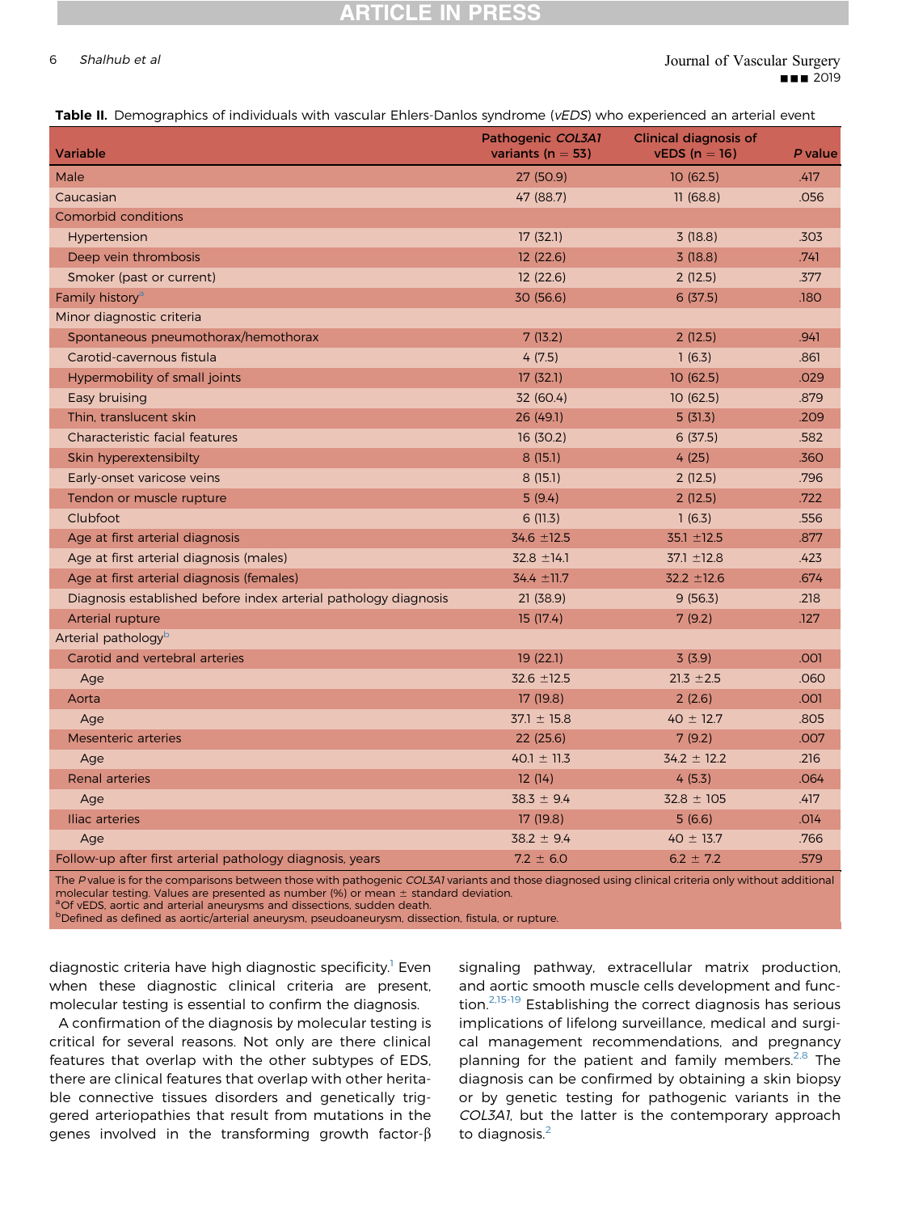**Table II.** Demographics of individuals with vascular Ehlers-Danlos syndrome (*vEDS*) who experienced an arterial event

| Variable | Pathogenic *COL3A1* variants (n = 53) | Clinical diagnosis of vEDS (n = 16) | *P* value |
|---|---|---|---|
| Male | 27 (50.9) | 10 (62.5) | .417 |
| Caucasian | 47 (88.7) | 11 (68.8) | .056 |
| Comorbid conditions | | | |
| Hypertension | 17 (32.1) | 3 (18.8) | .303 |
| Deep vein thrombosis | 12 (22.6) | 3 (18.8) | .741 |
| Smoker (past or current) | 12 (22.6) | 2 (12.5) | .377 |
| Family history[a] | 30 (56.6) | 6 (37.5) | .180 |
| Minor diagnostic criteria | | | |
| Spontaneous pneumothorax/hemothorax | 7 (13.2) | 2 (12.5) | .941 |
| Carotid-cavernous fistula | 4 (7.5) | 1 (6.3) | .861 |
| Hypermobility of small joints | 17 (32.1) | 10 (62.5) | .029 |
| Easy bruising | 32 (60.4) | 10 (62.5) | .879 |
| Thin, translucent skin | 26 (49.1) | 5 (31.3) | .209 |
| Characteristic facial features | 16 (30.2) | 6 (37.5) | .582 |
| Skin hyperextensibilty | 8 (15.1) | 4 (25) | .360 |
| Early-onset varicose veins | 8 (15.1) | 2 (12.5) | .796 |
| Tendon or muscle rupture | 5 (9.4) | 2 (12.5) | .722 |
| Clubfoot | 6 (11.3) | 1 (6.3) | .556 |
| Age at first arterial diagnosis | 34.6 ±12.5 | 35.1 ±12.5 | .877 |
| Age at first arterial diagnosis (males) | 32.8 ±14.1 | 37.1 ±12.8 | .423 |
| Age at first arterial diagnosis (females) | 34.4 ±11.7 | 32.2 ±12.6 | .674 |
| Diagnosis established before index arterial pathology diagnosis | 21 (38.9) | 9 (56.3) | .218 |
| Arterial rupture | 15 (17.4) | 7 (9.2) | .127 |
| Arterial pathology[b] | | | |
| Carotid and vertebral arteries | 19 (22.1) | 3 (3.9) | .001 |
| Age | 32.6 ±12.5 | 21.3 ±2.5 | .060 |
| Aorta | 17 (19.8) | 2 (2.6) | .001 |
| Age | 37.1 ± 15.8 | 40 ± 12.7 | .805 |
| Mesenteric arteries | 22 (25.6) | 7 (9.2) | .007 |
| Age | 40.1 ± 11.3 | 34.2 ± 12.2 | .216 |
| Renal arteries | 12 (14) | 4 (5.3) | .064 |
| Age | 38.3 ± 9.4 | 32.8 ± 105 | .417 |
| Iliac arteries | 17 (19.8) | 5 (6.6) | .014 |
| Age | 38.2 ± 9.4 | 40 ± 13.7 | .766 |
| Follow-up after first arterial pathology diagnosis, years | 7.2 ± 6.0 | 6.2 ± 7.2 | .579 |

The *P* value is for the comparisons between those with pathogenic *COL3A1* variants and those diagnosed using clinical criteria only without additional molecular testing. Values are presented as number (%) or mean ± standard deviation.
[a]Of vEDS, aortic and arterial aneurysms and dissections, sudden death.
[b]Defined as defined as aortic/arterial aneurysm, pseudoaneurysm, dissection, fistula, or rupture.

diagnostic criteria have high diagnostic specificity.[1] Even when these diagnostic clinical criteria are present, molecular testing is essential to confirm the diagnosis.

A confirmation of the diagnosis by molecular testing is critical for several reasons. Not only are there clinical features that overlap with the other subtypes of EDS, there are clinical features that overlap with other heritable connective tissues disorders and genetically triggered arteriopathies that result from mutations in the genes involved in the transforming growth factor-β signaling pathway, extracellular matrix production, and aortic smooth muscle cells development and function.[2,15-19] Establishing the correct diagnosis has serious implications of lifelong surveillance, medical and surgical management recommendations, and pregnancy planning for the patient and family members.[2,8] The diagnosis can be confirmed by obtaining a skin biopsy or by genetic testing for pathogenic variants in the *COL3A1*, but the latter is the contemporary approach to diagnosis.[2]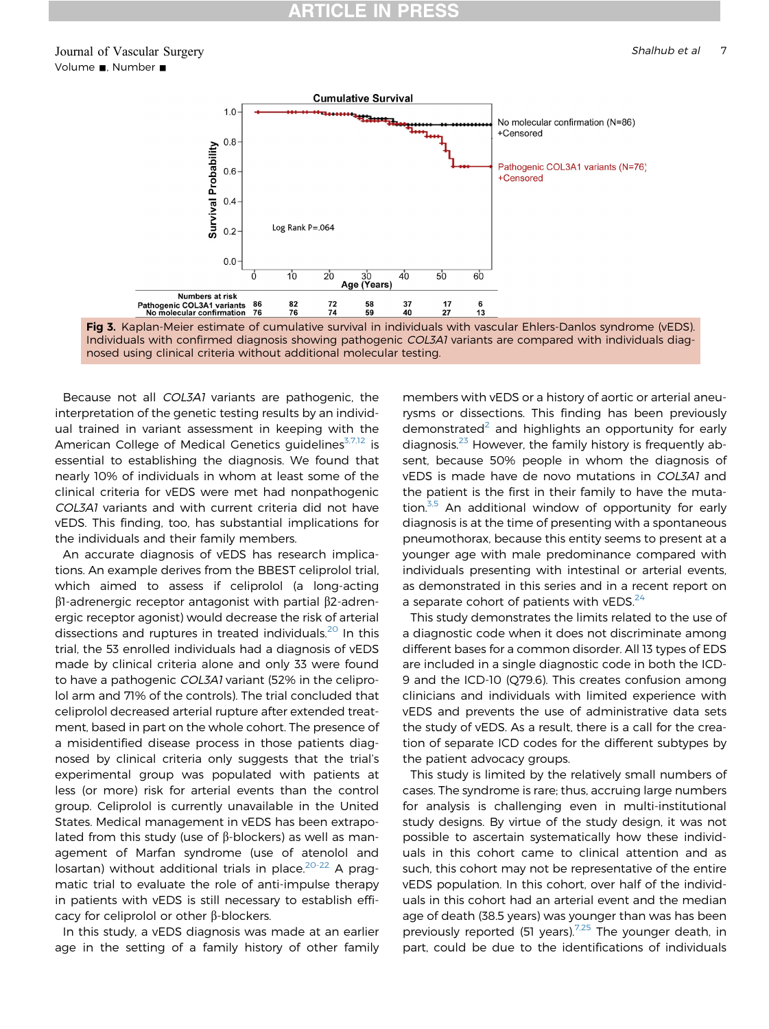**Fig 3.** Kaplan-Meier estimate of cumulative survival in individuals with vascular Ehlers-Danlos syndrome (vEDS). Individuals with confirmed diagnosis showing pathogenic *COL3A1* variants are compared with individuals diagnosed using clinical criteria without additional molecular testing.

Because not all *COL3A1* variants are pathogenic, the interpretation of the genetic testing results by an individual trained in variant assessment in keeping with the American College of Medical Genetics guidelines[3,7,12] is essential to establishing the diagnosis. We found that nearly 10% of individuals in whom at least some of the clinical criteria for vEDS were met had nonpathogenic *COL3A1* variants and with current criteria did not have vEDS. This finding, too, has substantial implications for the individuals and their family members.

An accurate diagnosis of vEDS has research implications. An example derives from the BBEST celiprolol trial, which aimed to assess if celiprolol (a long-acting β1-adrenergic receptor antagonist with partial β2-adrenergic receptor agonist) would decrease the risk of arterial dissections and ruptures in treated individuals.[20] In this trial, the 53 enrolled individuals had a diagnosis of vEDS made by clinical criteria alone and only 33 were found to have a pathogenic *COL3A1* variant (52% in the celiprolol arm and 71% of the controls). The trial concluded that celiprolol decreased arterial rupture after extended treatment, based in part on the whole cohort. The presence of a misidentified disease process in those patients diagnosed by clinical criteria only suggests that the trial's experimental group was populated with patients at less (or more) risk for arterial events than the control group. Celiprolol is currently unavailable in the United States. Medical management in vEDS has been extrapolated from this study (use of β-blockers) as well as management of Marfan syndrome (use of atenolol and losartan) without additional trials in place.[20-22] A pragmatic trial to evaluate the role of anti-impulse therapy in patients with vEDS is still necessary to establish efficacy for celiprolol or other β-blockers.

In this study, a vEDS diagnosis was made at an earlier age in the setting of a family history of other family members with vEDS or a history of aortic or arterial aneurysms or dissections. This finding has been previously demonstrated[2] and highlights an opportunity for early diagnosis.[23] However, the family history is frequently absent, because 50% people in whom the diagnosis of vEDS is made have de novo mutations in *COL3A1* and the patient is the first in their family to have the mutation.[3,5] An additional window of opportunity for early diagnosis is at the time of presenting with a spontaneous pneumothorax, because this entity seems to present at a younger age with male predominance compared with individuals presenting with intestinal or arterial events, as demonstrated in this series and in a recent report on a separate cohort of patients with vEDS.[24]

This study demonstrates the limits related to the use of a diagnostic code when it does not discriminate among different bases for a common disorder. All 13 types of EDS are included in a single diagnostic code in both the ICD-9 and the ICD-10 (Q79.6). This creates confusion among clinicians and individuals with limited experience with vEDS and prevents the use of administrative data sets the study of vEDS. As a result, there is a call for the creation of separate ICD codes for the different subtypes by the patient advocacy groups.

This study is limited by the relatively small numbers of cases. The syndrome is rare; thus, accruing large numbers for analysis is challenging even in multi-institutional study designs. By virtue of the study design, it was not possible to ascertain systematically how these individuals in this cohort came to clinical attention and as such, this cohort may not be representative of the entire vEDS population. In this cohort, over half of the individuals in this cohort had an arterial event and the median age of death (38.5 years) was younger than was has been previously reported (51 years).[7,25] The younger death, in part, could be due to the identifications of individuals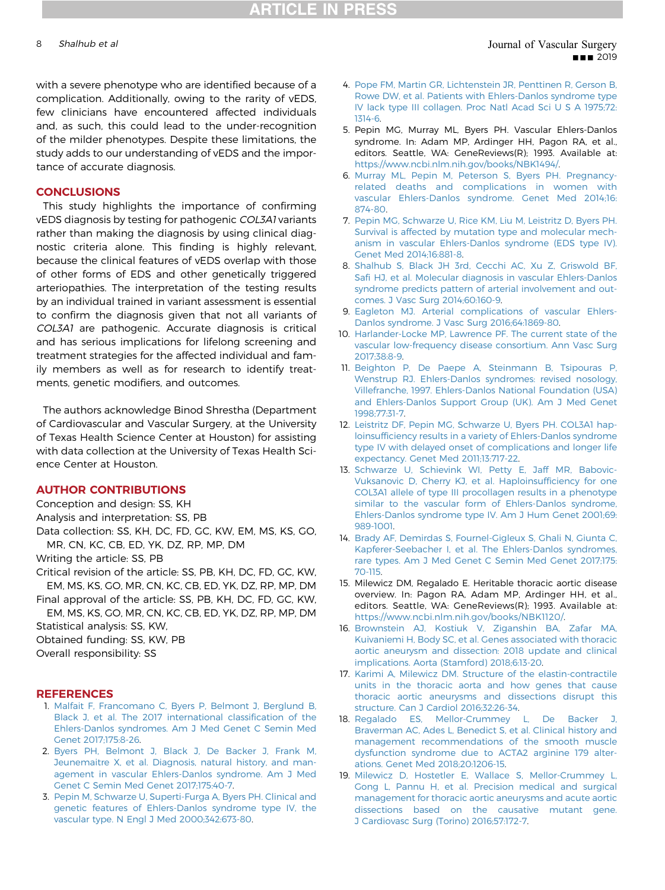with a severe phenotype who are identified because of a complication. Additionally, owing to the rarity of vEDS, few clinicians have encountered affected individuals and, as such, this could lead to the under-recognition of the milder phenotypes. Despite these limitations, the study adds to our understanding of vEDS and the importance of accurate diagnosis.

## CONCLUSIONS

This study highlights the importance of confirming vEDS diagnosis by testing for pathogenic *COL3A1* variants rather than making the diagnosis by using clinical diagnostic criteria alone. This finding is highly relevant, because the clinical features of vEDS overlap with those of other forms of EDS and other genetically triggered arteriopathies. The interpretation of the testing results by an individual trained in variant assessment is essential to confirm the diagnosis given that not all variants of *COL3A1* are pathogenic. Accurate diagnosis is critical and has serious implications for lifelong screening and treatment strategies for the affected individual and family members as well as for research to identify treatments, genetic modifiers, and outcomes.

The authors acknowledge Binod Shrestha (Department of Cardiovascular and Vascular Surgery, at the University of Texas Health Science Center at Houston) for assisting with data collection at the University of Texas Health Science Center at Houston.

## AUTHOR CONTRIBUTIONS

Conception and design: SS, KH
Analysis and interpretation: SS, PB
Data collection: SS, KH, DC, FD, GC, KW, EM, MS, KS, GO, MR, CN, KC, CB, ED, YK, DZ, RP, MP, DM
Writing the article: SS, PB
Critical revision of the article: SS, PB, KH, DC, FD, GC, KW, EM, MS, KS, GO, MR, CN, KC, CB, ED, YK, DZ, RP, MP, DM
Final approval of the article: SS, PB, KH, DC, FD, GC, KW, EM, MS, KS, GO, MR, CN, KC, CB, ED, YK, DZ, RP, MP, DM
Statistical analysis: SS, KW,
Obtained funding: SS, KW, PB
Overall responsibility: SS

## REFERENCES

1. Malfait F, Francomano C, Byers P, Belmont J, Berglund B, Black J, et al. The 2017 international classification of the Ehlers-Danlos syndromes. Am J Med Genet C Semin Med Genet 2017;175:8-26.
2. Byers PH, Belmont J, Black J, De Backer J, Frank M, Jeunemaitre X, et al. Diagnosis, natural history, and management in vascular Ehlers-Danlos syndrome. Am J Med Genet C Semin Med Genet 2017;175:40-7.
3. Pepin M, Schwarze U, Superti-Furga A, Byers PH. Clinical and genetic features of Ehlers-Danlos syndrome type IV, the vascular type. N Engl J Med 2000;342:673-80.
4. Pope FM, Martin GR, Lichtenstein JR, Penttinen R, Gerson B, Rowe DW, et al. Patients with Ehlers-Danlos syndrome type IV lack type III collagen. Proc Natl Acad Sci U S A 1975;72:1314-6.
5. Pepin MG, Murray ML, Byers PH. Vascular Ehlers-Danlos syndrome. In: Adam MP, Ardinger HH, Pagon RA, et al., editors. Seattle, WA: GeneReviews(R); 1993. Available at: https://www.ncbi.nlm.nih.gov/books/NBK1494/.
6. Murray ML, Pepin M, Peterson S, Byers PH. Pregnancy-related deaths and complications in women with vascular Ehlers-Danlos syndrome. Genet Med 2014;16:874-80.
7. Pepin MG, Schwarze U, Rice KM, Liu M, Leistritz D, Byers PH. Survival is affected by mutation type and molecular mechanism in vascular Ehlers-Danlos syndrome (EDS type IV). Genet Med 2014;16:881-8.
8. Shalhub S, Black JH 3rd, Cecchi AC, Xu Z, Griswold BF, Safi HJ, et al. Molecular diagnosis in vascular Ehlers-Danlos syndrome predicts pattern of arterial involvement and outcomes. J Vasc Surg 2014;60:160-9.
9. Eagleton MJ. Arterial complications of vascular Ehlers-Danlos syndrome. J Vasc Surg 2016;64:1869-80.
10. Harlander-Locke MP, Lawrence PF. The current state of the vascular low-frequency disease consortium. Ann Vasc Surg 2017;38:8-9.
11. Beighton P, De Paepe A, Steinmann B, Tsipouras P, Wenstrup RJ. Ehlers-Danlos syndromes: revised nosology, Villefranche, 1997. Ehlers-Danlos National Foundation (USA) and Ehlers-Danlos Support Group (UK). Am J Med Genet 1998;77:31-7.
12. Leistritz DF, Pepin MG, Schwarze U, Byers PH. COL3A1 haploinsufficiency results in a variety of Ehlers-Danlos syndrome type IV with delayed onset of complications and longer life expectancy. Genet Med 2011;13:717-22.
13. Schwarze U, Schievink WI, Petty E, Jaff MR, Babovic-Vuksanovic D, Cherry KJ, et al. Haploinsufficiency for one COL3A1 allele of type III procollagen results in a phenotype similar to the vascular form of Ehlers-Danlos syndrome, Ehlers-Danlos syndrome type IV. Am J Hum Genet 2001;69:989-1001.
14. Brady AF, Demirdas S, Fournel-Gigleux S, Ghali N, Giunta C, Kapferer-Seebacher I, et al. The Ehlers-Danlos syndromes, rare types. Am J Med Genet C Semin Med Genet 2017;175:70-115.
15. Milewicz DM, Regalado E. Heritable thoracic aortic disease overview. In: Pagon RA, Adam MP, Ardinger HH, et al., editors. Seattle, WA: GeneReviews(R); 1993. Available at: https://www.ncbi.nlm.nih.gov/books/NBK1120/.
16. Brownstein AJ, Kostiuk V, Ziganshin BA, Zafar MA, Kuivaniemi H, Body SC, et al. Genes associated with thoracic aortic aneurysm and dissection: 2018 update and clinical implications. Aorta (Stamford) 2018;6:13-20.
17. Karimi A, Milewicz DM. Structure of the elastin-contractile units in the thoracic aorta and how genes that cause thoracic aortic aneurysms and dissections disrupt this structure. Can J Cardiol 2016;32:26-34.
18. Regalado ES, Mellor-Crummey L, De Backer J, Braverman AC, Ades L, Benedict S, et al. Clinical history and management recommendations of the smooth muscle dysfunction syndrome due to ACTA2 arginine 179 alterations. Genet Med 2018;20:1206-15.
19. Milewicz D, Hostetler E, Wallace S, Mellor-Crummey L, Gong L, Pannu H, et al. Precision medical and surgical management for thoracic aortic aneurysms and acute aortic dissections based on the causative mutant gene. J Cardiovasc Surg (Torino) 2016;57:172-7.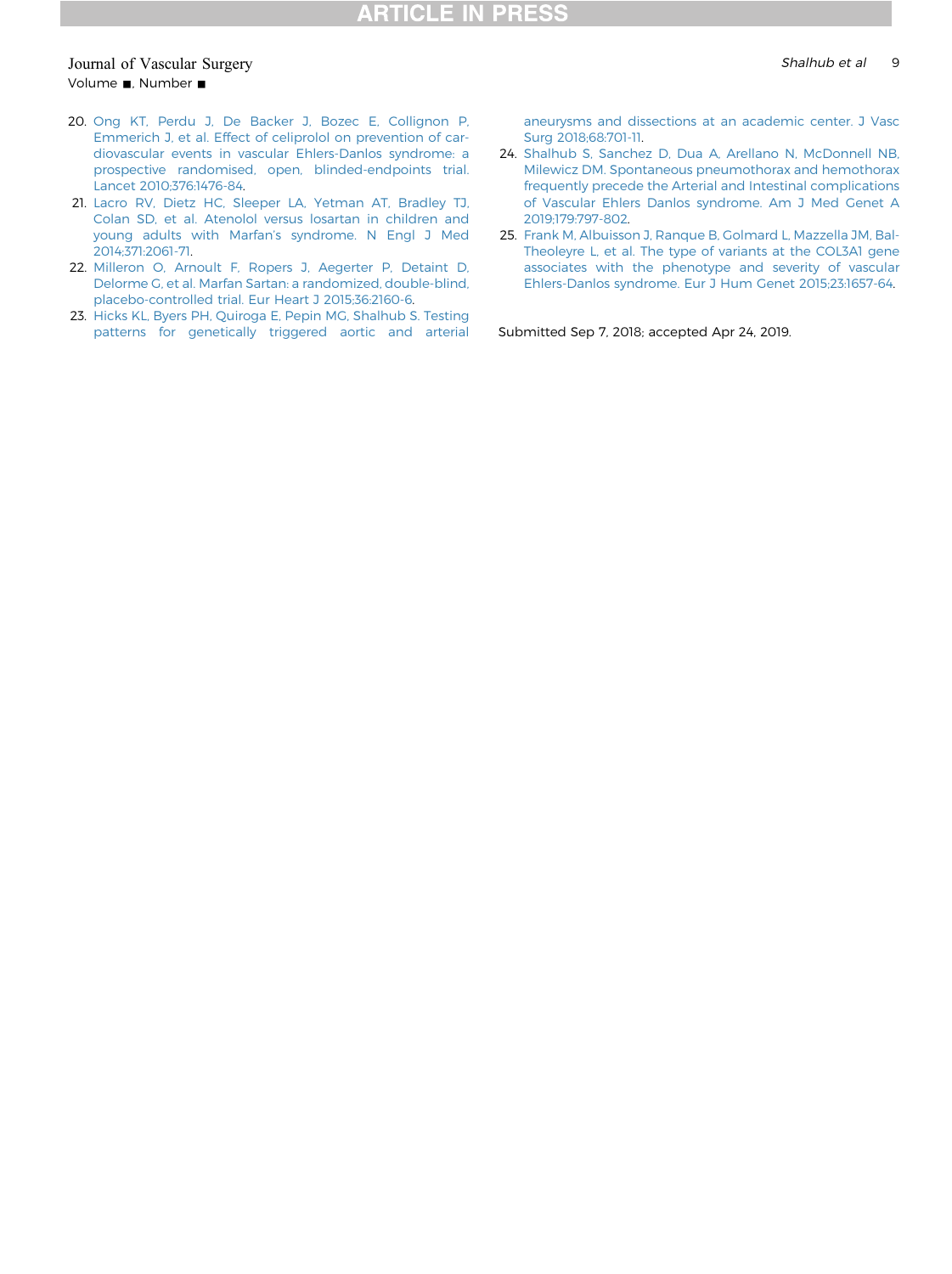20. Ong KT, Perdu J, De Backer J, Bozec E, Collignon P, Emmerich J, et al. Effect of celiprolol on prevention of cardiovascular events in vascular Ehlers-Danlos syndrome: a prospective randomised, open, blinded-endpoints trial. Lancet 2010;376:1476-84.
21. Lacro RV, Dietz HC, Sleeper LA, Yetman AT, Bradley TJ, Colan SD, et al. Atenolol versus losartan in children and young adults with Marfan's syndrome. N Engl J Med 2014;371:2061-71.
22. Milleron O, Arnoult F, Ropers J, Aegerter P, Detaint D, Delorme G, et al. Marfan Sartan: a randomized, double-blind, placebo-controlled trial. Eur Heart J 2015;36:2160-6.
23. Hicks KL, Byers PH, Quiroga E, Pepin MG, Shalhub S. Testing patterns for genetically triggered aortic and arterial aneurysms and dissections at an academic center. J Vasc Surg 2018;68:701-11.
24. Shalhub S, Sanchez D, Dua A, Arellano N, McDonnell NB, Milewicz DM. Spontaneous pneumothorax and hemothorax frequently precede the Arterial and Intestinal complications of Vascular Ehlers Danlos syndrome. Am J Med Genet A 2019;179:797-802.
25. Frank M, Albuisson J, Ranque B, Golmard L, Mazzella JM, Bal-Theoleyre L, et al. The type of variants at the COL3A1 gene associates with the phenotype and severity of vascular Ehlers-Danlos syndrome. Eur J Hum Genet 2015;23:1657-64.

Submitted Sep 7, 2018; accepted Apr 24, 2019.